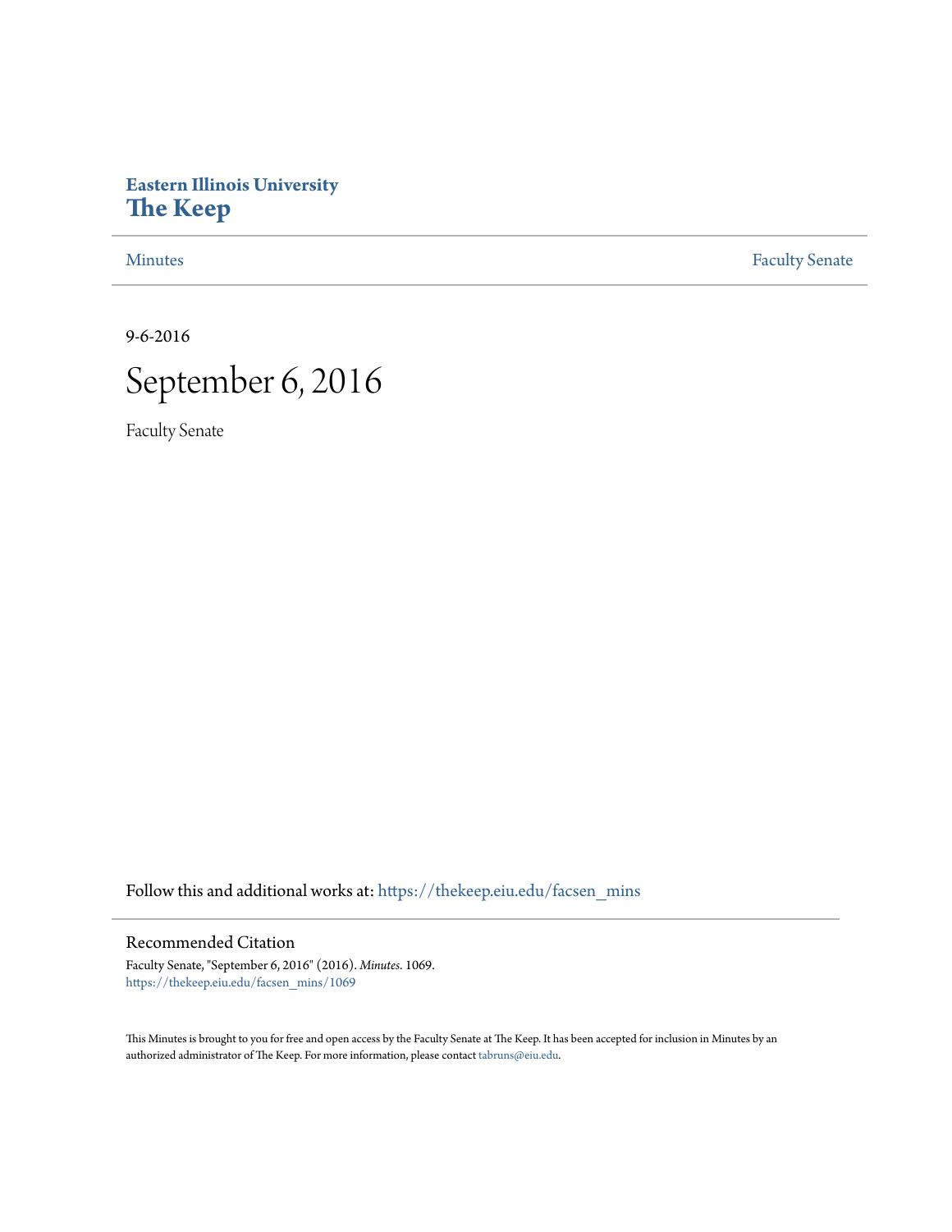Eastern Illinois University

# The Keep

Minutes | Faculty Senate

9-6-2016

# September 6, 2016

Faculty Senate

Follow this and additional works at: https://thekeep.eiu.edu/facsen_mins

## Recommended Citation

Faculty Senate, "September 6, 2016" (2016). *Minutes*. 1069.
https://thekeep.eiu.edu/facsen_mins/1069

This Minutes is brought to you for free and open access by the Faculty Senate at The Keep. It has been accepted for inclusion in Minutes by an authorized administrator of The Keep. For more information, please contact tabruns@eiu.edu.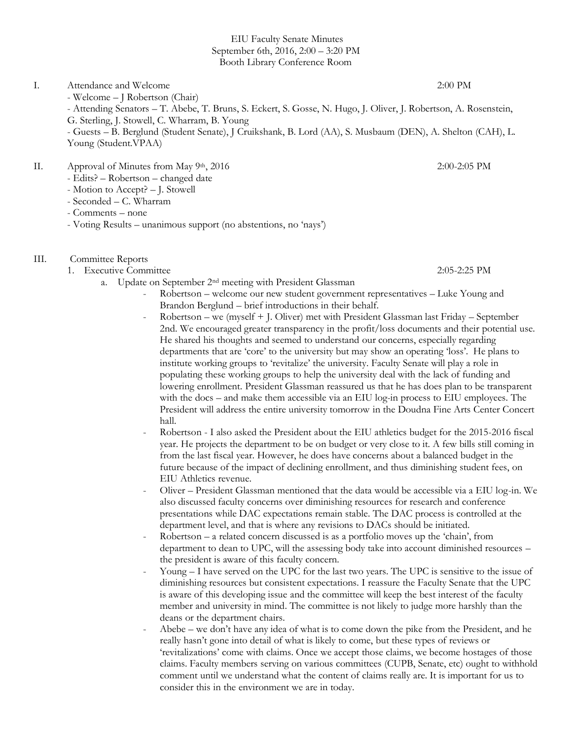EIU Faculty Senate Minutes
September 6th, 2016, 2:00 – 3:20 PM
Booth Library Conference Room

I. Attendance and Welcome 2:00 PM
- Welcome – J Robertson (Chair)
- Attending Senators – T. Abebe, T. Bruns, S. Eckert, S. Gosse, N. Hugo, J. Oliver, J. Robertson, A. Rosenstein, G. Sterling, J. Stowell, C. Wharram, B. Young
- Guests – B. Berglund (Student Senate), J Cruikshank, B. Lord (AA), S. Musbaum (DEN), A. Shelton (CAH), L. Young (Student.VPAA)

II. Approval of Minutes from May 9th, 2016 2:00-2:05 PM
- Edits? – Robertson – changed date
- Motion to Accept? – J. Stowell
- Seconded – C. Wharram
- Comments – none
- Voting Results – unanimous support (no abstentions, no 'nays')

III. Committee Reports
1. Executive Committee 2:05-2:25 PM
   a. Update on September 2nd meeting with President Glassman
      - Robertson – welcome our new student government representatives – Luke Young and Brandon Berglund – brief introductions in their behalf.
      - Robertson – we (myself + J. Oliver) met with President Glassman last Friday – September 2nd. We encouraged greater transparency in the profit/loss documents and their potential use. He shared his thoughts and seemed to understand our concerns, especially regarding departments that are 'core' to the university but may show an operating 'loss'. He plans to institute working groups to 'revitalize' the university. Faculty Senate will play a role in populating these working groups to help the university deal with the lack of funding and lowering enrollment. President Glassman reassured us that he has does plan to be transparent with the docs – and make them accessible via an EIU log-in process to EIU employees. The President will address the entire university tomorrow in the Doudna Fine Arts Center Concert hall.
      - Robertson - I also asked the President about the EIU athletics budget for the 2015-2016 fiscal year. He projects the department to be on budget or very close to it. A few bills still coming in from the last fiscal year. However, he does have concerns about a balanced budget in the future because of the impact of declining enrollment, and thus diminishing student fees, on EIU Athletics revenue.
      - Oliver – President Glassman mentioned that the data would be accessible via a EIU log-in. We also discussed faculty concerns over diminishing resources for research and conference presentations while DAC expectations remain stable. The DAC process is controlled at the department level, and that is where any revisions to DACs should be initiated.
      - Robertson – a related concern discussed is as a portfolio moves up the 'chain', from department to dean to UPC, will the assessing body take into account diminished resources – the president is aware of this faculty concern.
      - Young – I have served on the UPC for the last two years. The UPC is sensitive to the issue of diminishing resources but consistent expectations. I reassure the Faculty Senate that the UPC is aware of this developing issue and the committee will keep the best interest of the faculty member and university in mind. The committee is not likely to judge more harshly than the deans or the department chairs.
      - Abebe – we don't have any idea of what is to come down the pike from the President, and he really hasn't gone into detail of what is likely to come, but these types of reviews or 'revitalizations' come with claims. Once we accept those claims, we become hostages of those claims. Faculty members serving on various committees (CUPB, Senate, etc) ought to withhold comment until we understand what the content of claims really are. It is important for us to consider this in the environment we are in today.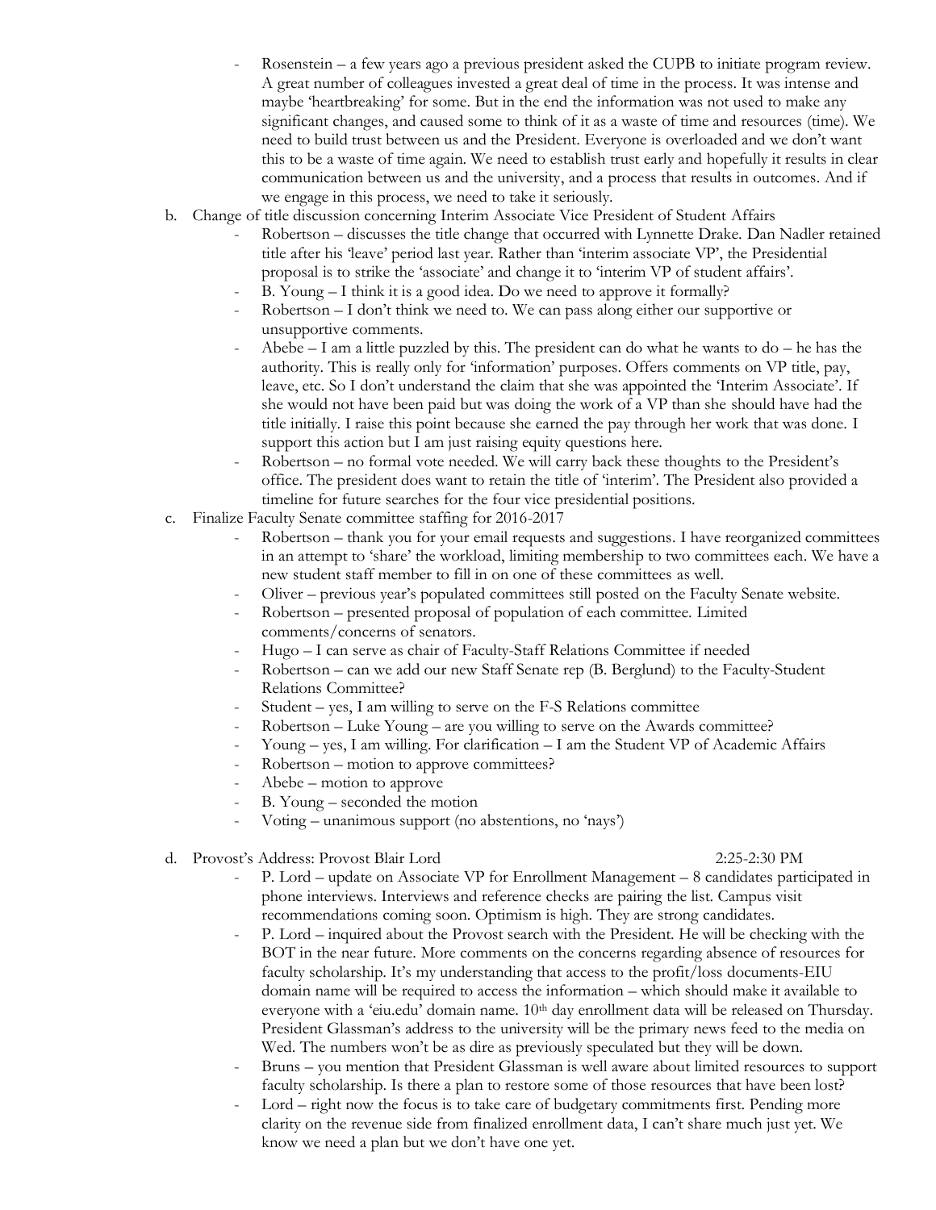- Rosenstein – a few years ago a previous president asked the CUPB to initiate program review. A great number of colleagues invested a great deal of time in the process. It was intense and maybe 'heartbreaking' for some. But in the end the information was not used to make any significant changes, and caused some to think of it as a waste of time and resources (time). We need to build trust between us and the President. Everyone is overloaded and we don't want this to be a waste of time again. We need to establish trust early and hopefully it results in clear communication between us and the university, and a process that results in outcomes. And if we engage in this process, we need to take it seriously.

b. Change of title discussion concerning Interim Associate Vice President of Student Affairs
   - Robertson – discusses the title change that occurred with Lynnette Drake. Dan Nadler retained title after his 'leave' period last year. Rather than 'interim associate VP', the Presidential proposal is to strike the 'associate' and change it to 'interim VP of student affairs'.
   - B. Young – I think it is a good idea. Do we need to approve it formally?
   - Robertson – I don't think we need to. We can pass along either our supportive or unsupportive comments.
   - Abebe – I am a little puzzled by this. The president can do what he wants to do – he has the authority. This is really only for 'information' purposes. Offers comments on VP title, pay, leave, etc. So I don't understand the claim that she was appointed the 'Interim Associate'. If she would not have been paid but was doing the work of a VP than she should have had the title initially. I raise this point because she earned the pay through her work that was done. I support this action but I am just raising equity questions here.
   - Robertson – no formal vote needed. We will carry back these thoughts to the President's office. The president does want to retain the title of 'interim'. The President also provided a timeline for future searches for the four vice presidential positions.

c. Finalize Faculty Senate committee staffing for 2016-2017
   - Robertson – thank you for your email requests and suggestions. I have reorganized committees in an attempt to 'share' the workload, limiting membership to two committees each. We have a new student staff member to fill in on one of these committees as well.
   - Oliver – previous year's populated committees still posted on the Faculty Senate website.
   - Robertson – presented proposal of population of each committee. Limited comments/concerns of senators.
   - Hugo – I can serve as chair of Faculty-Staff Relations Committee if needed
   - Robertson – can we add our new Staff Senate rep (B. Berglund) to the Faculty-Student Relations Committee?
   - Student – yes, I am willing to serve on the F-S Relations committee
   - Robertson – Luke Young – are you willing to serve on the Awards committee?
   - Young – yes, I am willing. For clarification – I am the Student VP of Academic Affairs
   - Robertson – motion to approve committees?
   - Abebe – motion to approve
   - B. Young – seconded the motion
   - Voting – unanimous support (no abstentions, no 'nays')

d. Provost's Address: Provost Blair Lord 2:25-2:30 PM
   - P. Lord – update on Associate VP for Enrollment Management – 8 candidates participated in phone interviews. Interviews and reference checks are pairing the list. Campus visit recommendations coming soon. Optimism is high. They are strong candidates.
   - P. Lord – inquired about the Provost search with the President. He will be checking with the BOT in the near future. More comments on the concerns regarding absence of resources for faculty scholarship. It's my understanding that access to the profit/loss documents-EIU domain name will be required to access the information – which should make it available to everyone with a 'eiu.edu' domain name. 10th day enrollment data will be released on Thursday. President Glassman's address to the university will be the primary news feed to the media on Wed. The numbers won't be as dire as previously speculated but they will be down.
   - Bruns – you mention that President Glassman is well aware about limited resources to support faculty scholarship. Is there a plan to restore some of those resources that have been lost?
   - Lord – right now the focus is to take care of budgetary commitments first. Pending more clarity on the revenue side from finalized enrollment data, I can't share much just yet. We know we need a plan but we don't have one yet.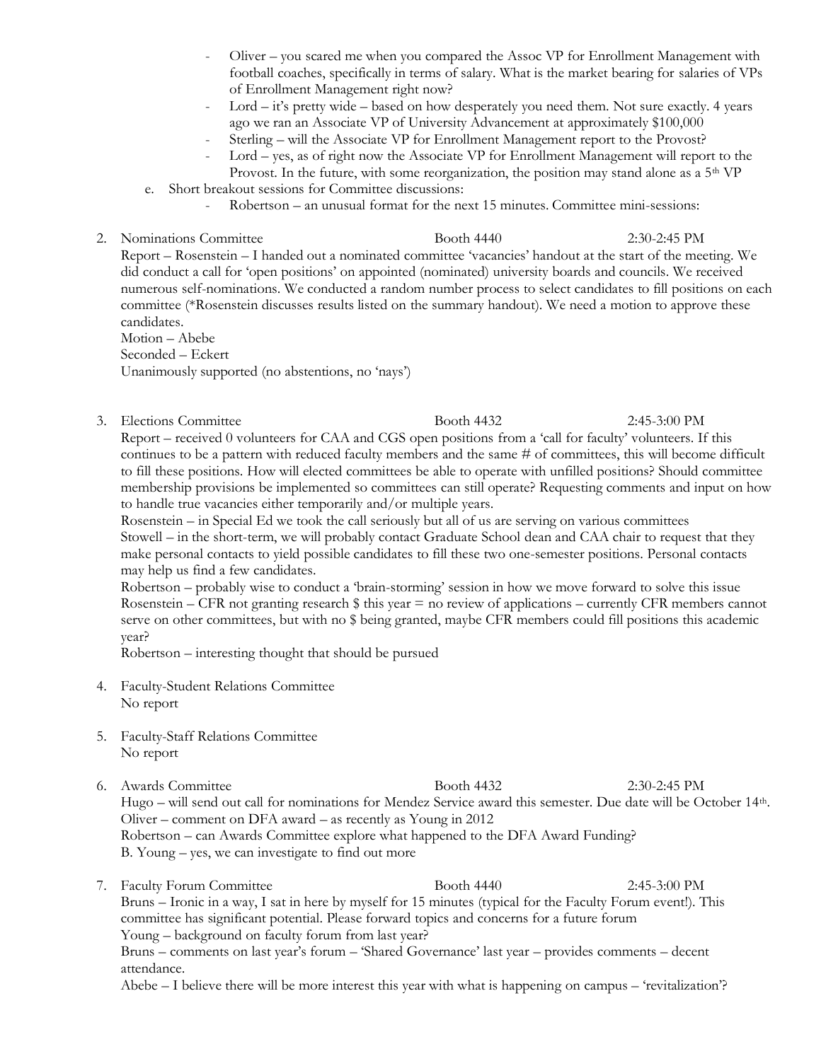- Oliver – you scared me when you compared the Assoc VP for Enrollment Management with football coaches, specifically in terms of salary. What is the market bearing for salaries of VPs of Enrollment Management right now?
- Lord – it's pretty wide – based on how desperately you need them. Not sure exactly. 4 years ago we ran an Associate VP of University Advancement at approximately $100,000
- Sterling – will the Associate VP for Enrollment Management report to the Provost?
- Lord – yes, as of right now the Associate VP for Enrollment Management will report to the Provost. In the future, with some reorganization, the position may stand alone as a 5th VP

e. Short breakout sessions for Committee discussions:

- Robertson – an unusual format for the next 15 minutes. Committee mini-sessions:

2. Nominations Committee Booth 4440 2:30-2:45 PM

Report – Rosenstein – I handed out a nominated committee 'vacancies' handout at the start of the meeting. We did conduct a call for 'open positions' on appointed (nominated) university boards and councils. We received numerous self-nominations. We conducted a random number process to select candidates to fill positions on each committee (*Rosenstein discusses results listed on the summary handout). We need a motion to approve these candidates.

Motion – Abebe
Seconded – Eckert
Unanimously supported (no abstentions, no 'nays')

3. Elections Committee Booth 4432 2:45-3:00 PM

Report – received 0 volunteers for CAA and CGS open positions from a 'call for faculty' volunteers. If this continues to be a pattern with reduced faculty members and the same # of committees, this will become difficult to fill these positions. How will elected committees be able to operate with unfilled positions? Should committee membership provisions be implemented so committees can still operate? Requesting comments and input on how to handle true vacancies either temporarily and/or multiple years.

Rosenstein – in Special Ed we took the call seriously but all of us are serving on various committees

Stowell – in the short-term, we will probably contact Graduate School dean and CAA chair to request that they make personal contacts to yield possible candidates to fill these two one-semester positions. Personal contacts may help us find a few candidates.

Robertson – probably wise to conduct a 'brain-storming' session in how we move forward to solve this issue

Rosenstein – CFR not granting research $ this year = no review of applications – currently CFR members cannot serve on other committees, but with no $ being granted, maybe CFR members could fill positions this academic year?

Robertson – interesting thought that should be pursued

4. Faculty-Student Relations Committee

No report

5. Faculty-Staff Relations Committee

No report

6. Awards Committee Booth 4432 2:30-2:45 PM

Hugo – will send out call for nominations for Mendez Service award this semester. Due date will be October 14th.

Oliver – comment on DFA award – as recently as Young in 2012

Robertson – can Awards Committee explore what happened to the DFA Award Funding?

B. Young – yes, we can investigate to find out more

7. Faculty Forum Committee Booth 4440 2:45-3:00 PM

Bruns – Ironic in a way, I sat in here by myself for 15 minutes (typical for the Faculty Forum event!). This committee has significant potential. Please forward topics and concerns for a future forum

Young – background on faculty forum from last year?

Bruns – comments on last year's forum – 'Shared Governance' last year – provides comments – decent attendance.

Abebe – I believe there will be more interest this year with what is happening on campus – 'revitalization'?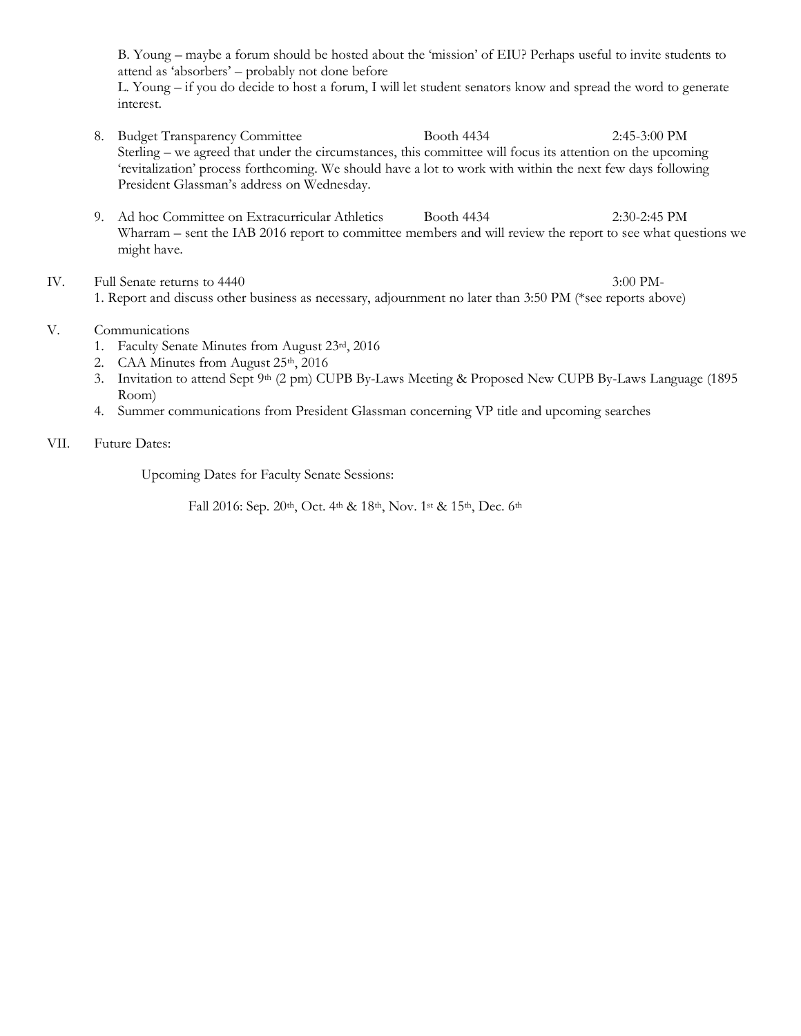B. Young – maybe a forum should be hosted about the 'mission' of EIU? Perhaps useful to invite students to attend as 'absorbers' – probably not done before
L. Young – if you do decide to host a forum, I will let student senators know and spread the word to generate interest.

8. Budget Transparency Committee Booth 4434 2:45-3:00 PM
Sterling – we agreed that under the circumstances, this committee will focus its attention on the upcoming 'revitalization' process forthcoming. We should have a lot to work with within the next few days following President Glassman's address on Wednesday.

9. Ad hoc Committee on Extracurricular Athletics Booth 4434 2:30-2:45 PM
Wharram – sent the IAB 2016 report to committee members and will review the report to see what questions we might have.

IV. Full Senate returns to 4440 3:00 PM-
1. Report and discuss other business as necessary, adjournment no later than 3:50 PM (*see reports above)

V. Communications
1. Faculty Senate Minutes from August 23rd, 2016
2. CAA Minutes from August 25th, 2016
3. Invitation to attend Sept 9th (2 pm) CUPB By-Laws Meeting & Proposed New CUPB By-Laws Language (1895 Room)
4. Summer communications from President Glassman concerning VP title and upcoming searches

VII. Future Dates:

Upcoming Dates for Faculty Senate Sessions:

Fall 2016: Sep. 20th, Oct. 4th & 18th, Nov. 1st & 15th, Dec. 6th